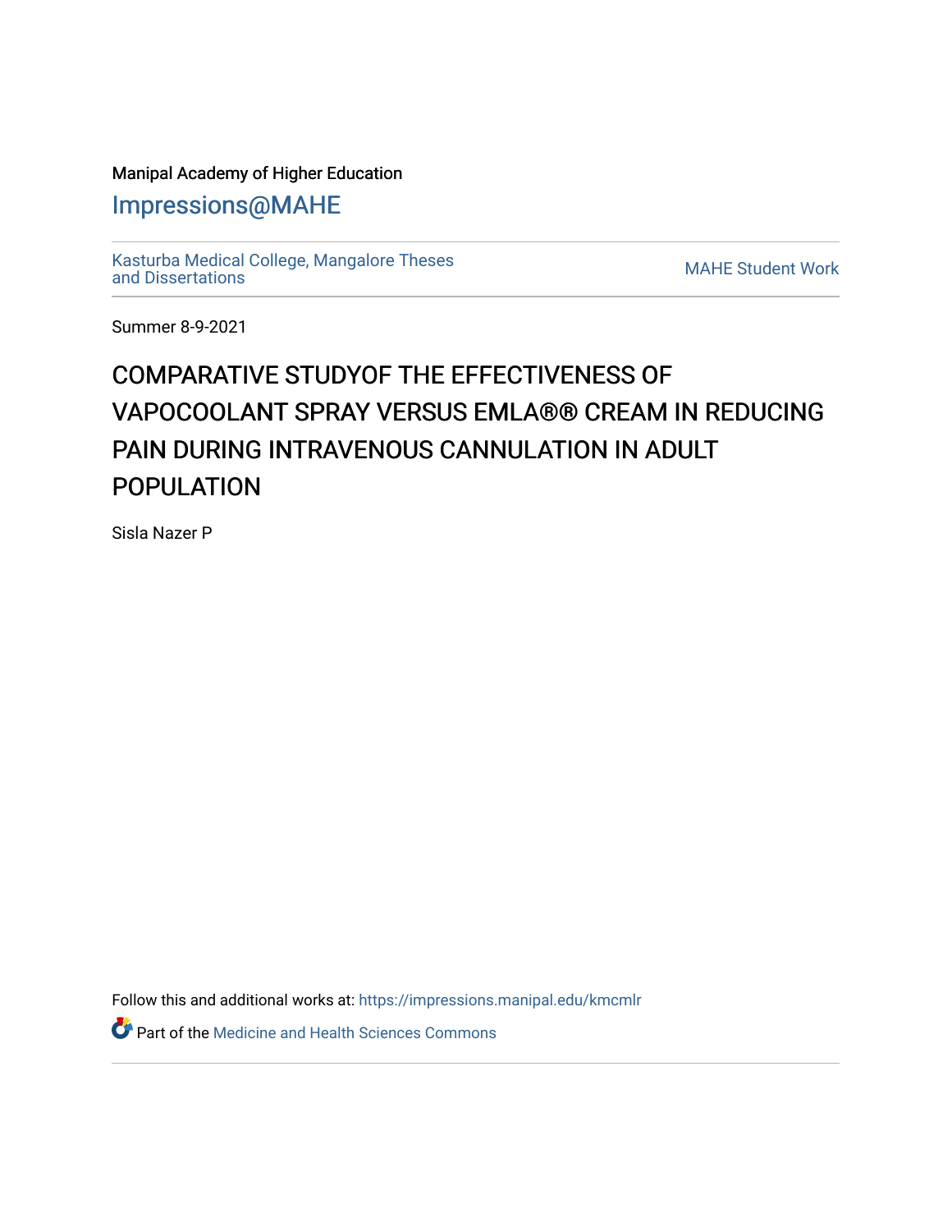Manipal Academy of Higher Education

# Impressions@MAHE

Kasturba Medical College, Mangalore Theses and Dissertations

MAHE Student Work

Summer 8-9-2021

# COMPARATIVE STUDYOF THE EFFECTIVENESS OF VAPOCOOLANT SPRAY VERSUS EMLA®® CREAM IN REDUCING PAIN DURING INTRAVENOUS CANNULATION IN ADULT POPULATION

Sisla Nazer P

Follow this and additional works at: https://impressions.manipal.edu/kmcmlr

Part of the Medicine and Health Sciences Commons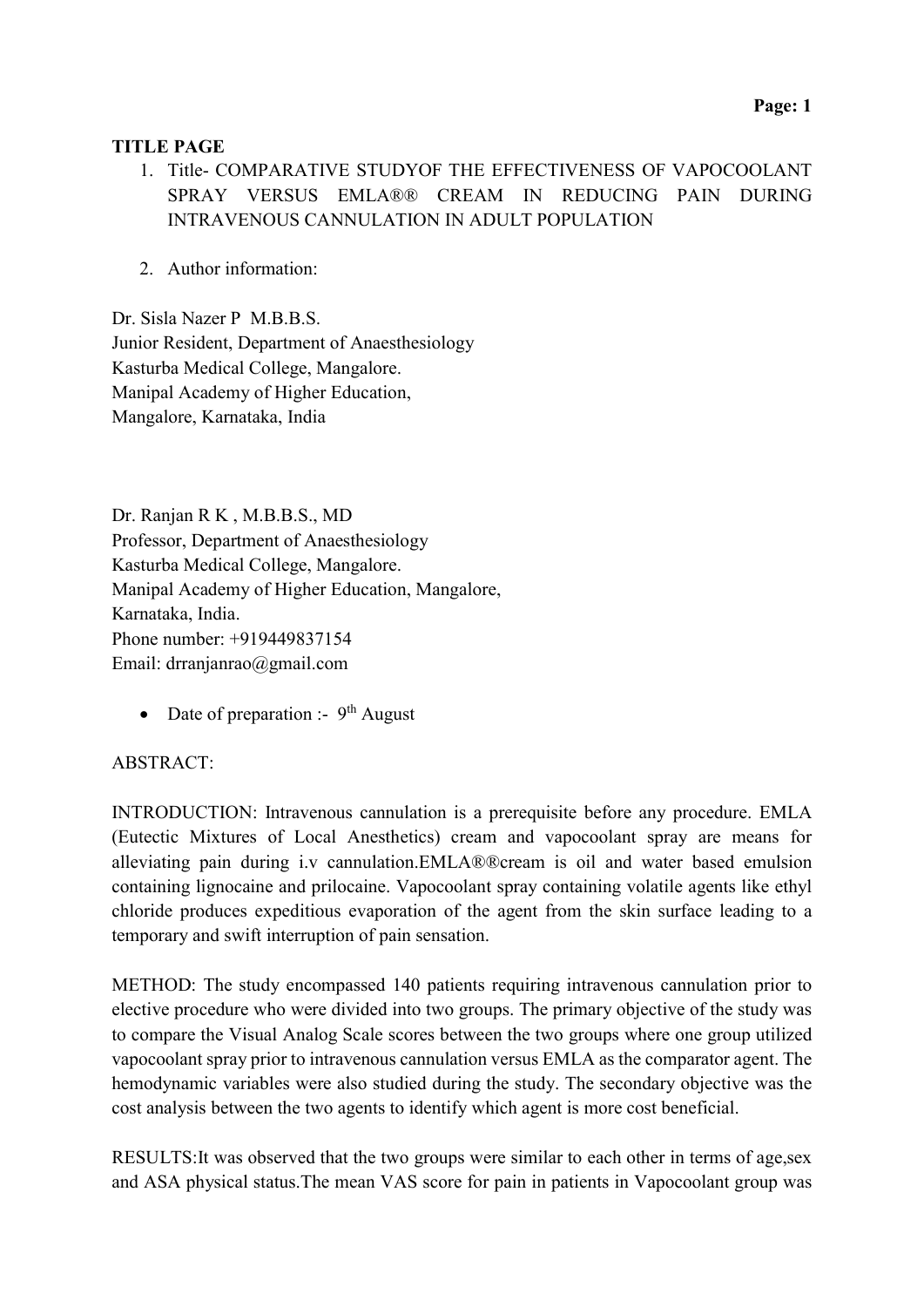## TITLE PAGE

1. Title- COMPARATIVE STUDYOF THE EFFECTIVENESS OF VAPOCOOLANT SPRAY VERSUS EMLA®® CREAM IN REDUCING PAIN DURING INTRAVENOUS CANNULATION IN ADULT POPULATION

2. Author information:

Dr. Sisla Nazer P M.B.B.S.
Junior Resident, Department of Anaesthesiology
Kasturba Medical College, Mangalore.
Manipal Academy of Higher Education,
Mangalore, Karnataka, India

Dr. Ranjan R K , M.B.B.S., MD
Professor, Department of Anaesthesiology
Kasturba Medical College, Mangalore.
Manipal Academy of Higher Education, Mangalore,
Karnataka, India.
Phone number: +919449837154
Email: drranjanrao@gmail.com

- Date of preparation :- 9th August

ABSTRACT:

INTRODUCTION: Intravenous cannulation is a prerequisite before any procedure. EMLA (Eutectic Mixtures of Local Anesthetics) cream and vapocoolant spray are means for alleviating pain during i.v cannulation.EMLA®®cream is oil and water based emulsion containing lignocaine and prilocaine. Vapocoolant spray containing volatile agents like ethyl chloride produces expeditious evaporation of the agent from the skin surface leading to a temporary and swift interruption of pain sensation.

METHOD: The study encompassed 140 patients requiring intravenous cannulation prior to elective procedure who were divided into two groups. The primary objective of the study was to compare the Visual Analog Scale scores between the two groups where one group utilized vapocoolant spray prior to intravenous cannulation versus EMLA as the comparator agent. The hemodynamic variables were also studied during the study. The secondary objective was the cost analysis between the two agents to identify which agent is more cost beneficial.

RESULTS:It was observed that the two groups were similar to each other in terms of age,sex and ASA physical status.The mean VAS score for pain in patients in Vapocoolant group was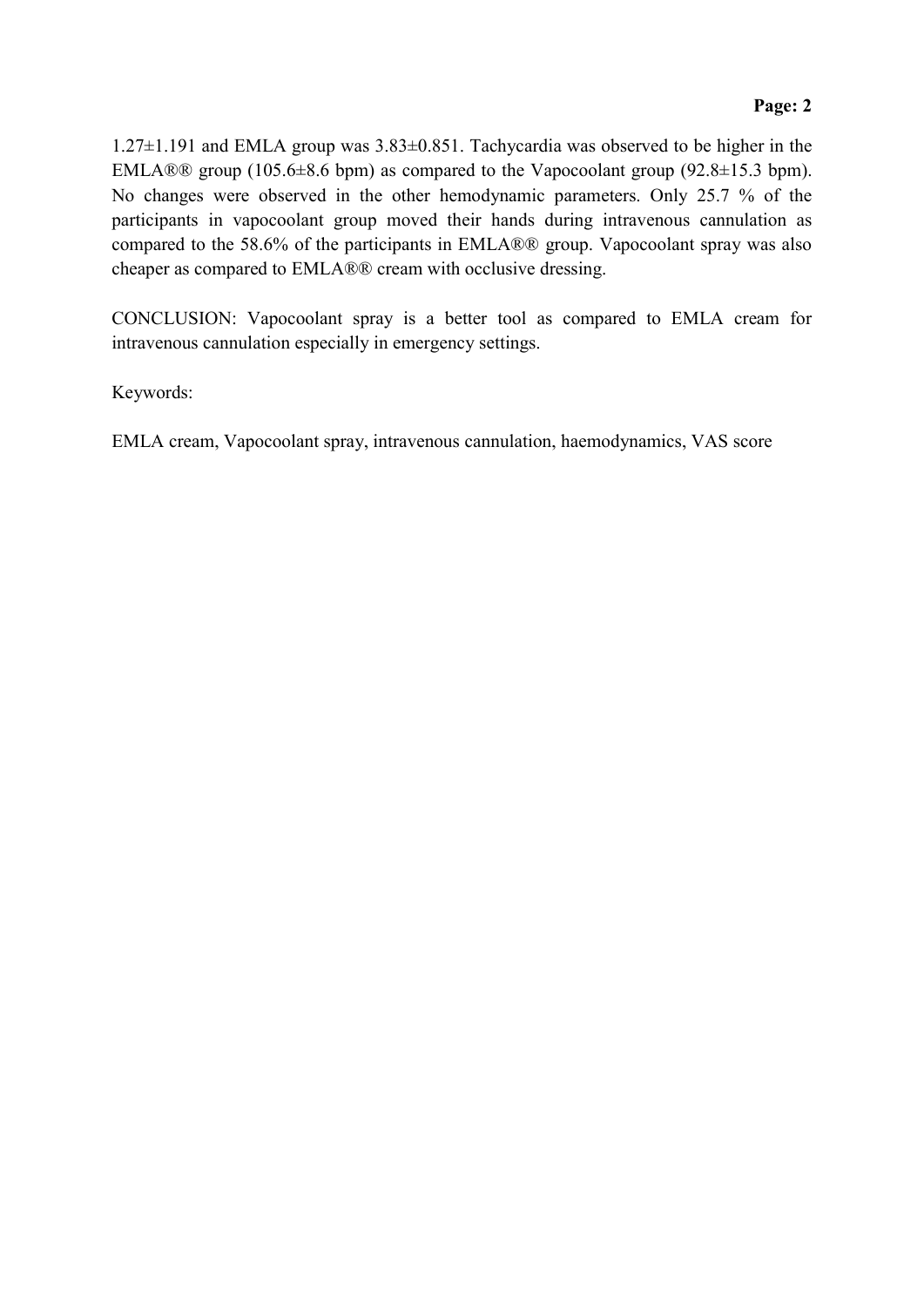1.27±1.191 and EMLA group was 3.83±0.851. Tachycardia was observed to be higher in the EMLA®® group (105.6±8.6 bpm) as compared to the Vapocoolant group (92.8±15.3 bpm). No changes were observed in the other hemodynamic parameters. Only 25.7 % of the participants in vapocoolant group moved their hands during intravenous cannulation as compared to the 58.6% of the participants in EMLA®® group. Vapocoolant spray was also cheaper as compared to EMLA®® cream with occlusive dressing.

CONCLUSION: Vapocoolant spray is a better tool as compared to EMLA cream for intravenous cannulation especially in emergency settings.

Keywords:

EMLA cream, Vapocoolant spray, intravenous cannulation, haemodynamics, VAS score